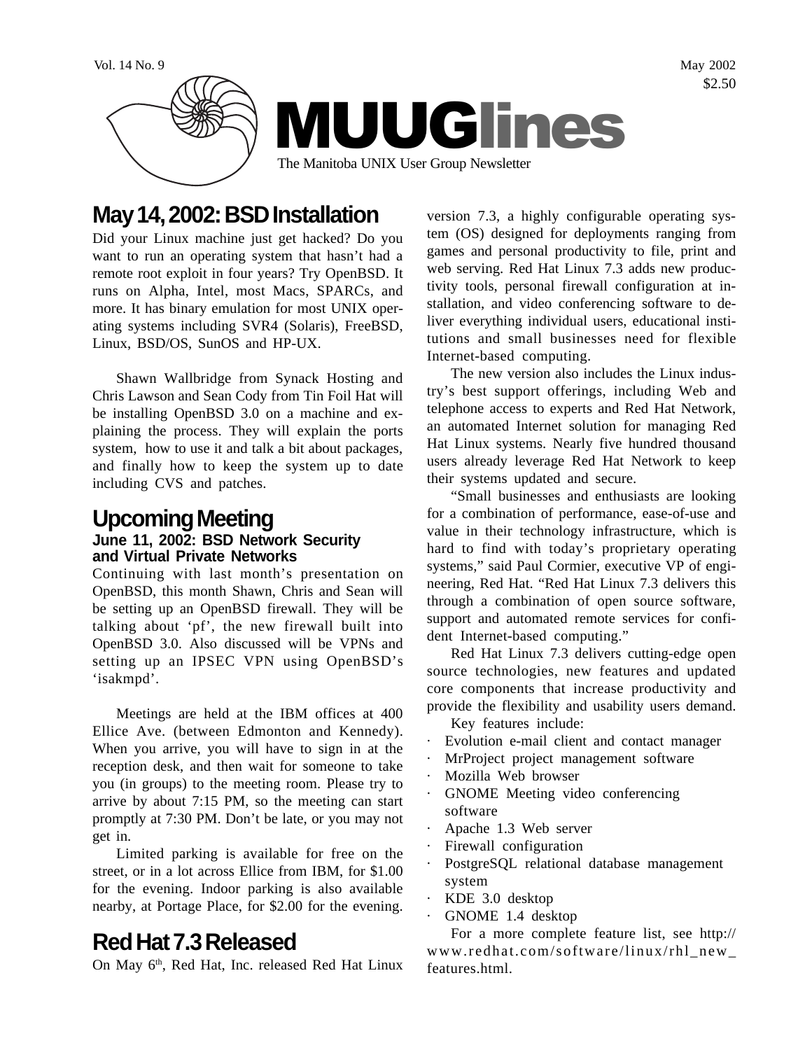Vol. 14 No. 9 May 2002
$2.50

# MUUGlines

The Manitoba UNIX User Group Newsletter

## May 14, 2002: BSD Installation

Did your Linux machine just get hacked? Do you want to run an operating system that hasn't had a remote root exploit in four years? Try OpenBSD. It runs on Alpha, Intel, most Macs, SPARCs, and more. It has binary emulation for most UNIX operating systems including SVR4 (Solaris), FreeBSD, Linux, BSD/OS, SunOS and HP-UX.

Shawn Wallbridge from Synack Hosting and Chris Lawson and Sean Cody from Tin Foil Hat will be installing OpenBSD 3.0 on a machine and explaining the process. They will explain the ports system, how to use it and talk a bit about packages, and finally how to keep the system up to date including CVS and patches.

## Upcoming Meeting

### June 11, 2002: BSD Network Security and Virtual Private Networks

Continuing with last month's presentation on OpenBSD, this month Shawn, Chris and Sean will be setting up an OpenBSD firewall. They will be talking about 'pf', the new firewall built into OpenBSD 3.0. Also discussed will be VPNs and setting up an IPSEC VPN using OpenBSD's 'isakmpd'.

Meetings are held at the IBM offices at 400 Ellice Ave. (between Edmonton and Kennedy). When you arrive, you will have to sign in at the reception desk, and then wait for someone to take you (in groups) to the meeting room. Please try to arrive by about 7:15 PM, so the meeting can start promptly at 7:30 PM. Don't be late, or you may not get in.

Limited parking is available for free on the street, or in a lot across Ellice from IBM, for $1.00 for the evening. Indoor parking is also available nearby, at Portage Place, for $2.00 for the evening.

## Red Hat 7.3 Released

On May 6th, Red Hat, Inc. released Red Hat Linux version 7.3, a highly configurable operating system (OS) designed for deployments ranging from games and personal productivity to file, print and web serving. Red Hat Linux 7.3 adds new productivity tools, personal firewall configuration at installation, and video conferencing software to deliver everything individual users, educational institutions and small businesses need for flexible Internet-based computing.

The new version also includes the Linux industry's best support offerings, including Web and telephone access to experts and Red Hat Network, an automated Internet solution for managing Red Hat Linux systems. Nearly five hundred thousand users already leverage Red Hat Network to keep their systems updated and secure.

"Small businesses and enthusiasts are looking for a combination of performance, ease-of-use and value in their technology infrastructure, which is hard to find with today's proprietary operating systems," said Paul Cormier, executive VP of engineering, Red Hat. "Red Hat Linux 7.3 delivers this through a combination of open source software, support and automated remote services for confident Internet-based computing."

Red Hat Linux 7.3 delivers cutting-edge open source technologies, new features and updated core components that increase productivity and provide the flexibility and usability users demand.

Key features include:

- Evolution e-mail client and contact manager
- MrProject project management software
- Mozilla Web browser
- GNOME Meeting video conferencing software
- Apache 1.3 Web server
- Firewall configuration
- PostgreSQL relational database management system
- KDE 3.0 desktop
- GNOME 1.4 desktop

For a more complete feature list, see http://www.redhat.com/software/linux/rhl_new_features.html.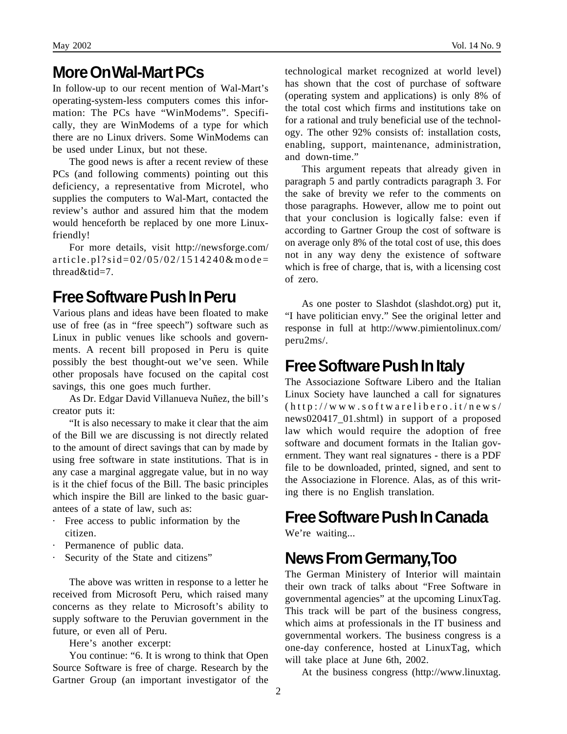## More On Wal-Mart PCs

In follow-up to our recent mention of Wal-Mart's operating-system-less computers comes this information: The PCs have "WinModems". Specifically, they are WinModems of a type for which there are no Linux drivers. Some WinModems can be used under Linux, but not these.

The good news is after a recent review of these PCs (and following comments) pointing out this deficiency, a representative from Microtel, who supplies the computers to Wal-Mart, contacted the review's author and assured him that the modem would henceforth be replaced by one more Linux-friendly!

For more details, visit http://newsforge.com/article.pl?sid=02/05/02/1514240&mode=thread&tid=7.

## Free Software Push In Peru

Various plans and ideas have been floated to make use of free (as in "free speech") software such as Linux in public venues like schools and governments. A recent bill proposed in Peru is quite possibly the best thought-out we've seen. While other proposals have focused on the capital cost savings, this one goes much further.

As Dr. Edgar David Villanueva Nuñez, the bill's creator puts it:

"It is also necessary to make it clear that the aim of the Bill we are discussing is not directly related to the amount of direct savings that can by made by using free software in state institutions. That is in any case a marginal aggregate value, but in no way is it the chief focus of the Bill. The basic principles which inspire the Bill are linked to the basic guarantees of a state of law, such as:

- Free access to public information by the citizen.
- Permanence of public data.
- Security of the State and citizens"

The above was written in response to a letter he received from Microsoft Peru, which raised many concerns as they relate to Microsoft's ability to supply software to the Peruvian government in the future, or even all of Peru.

Here's another excerpt:

You continue: "6. It is wrong to think that Open Source Software is free of charge. Research by the Gartner Group (an important investigator of the technological market recognized at world level) has shown that the cost of purchase of software (operating system and applications) is only 8% of the total cost which firms and institutions take on for a rational and truly beneficial use of the technology. The other 92% consists of: installation costs, enabling, support, maintenance, administration, and down-time."

This argument repeats that already given in paragraph 5 and partly contradicts paragraph 3. For the sake of brevity we refer to the comments on those paragraphs. However, allow me to point out that your conclusion is logically false: even if according to Gartner Group the cost of software is on average only 8% of the total cost of use, this does not in any way deny the existence of software which is free of charge, that is, with a licensing cost of zero.

As one poster to Slashdot (slashdot.org) put it, "I have politician envy." See the original letter and response in full at http://www.pimientolinux.com/peru2ms/.

## Free Software Push In Italy

The Associazione Software Libero and the Italian Linux Society have launched a call for signatures (http://www.softwarelibero.it/news/news020417_01.shtml) in support of a proposed law which would require the adoption of free software and document formats in the Italian government. They want real signatures - there is a PDF file to be downloaded, printed, signed, and sent to the Associazione in Florence. Alas, as of this writing there is no English translation.

## Free Software Push In Canada

We're waiting...

## News From Germany, Too

The German Ministery of Interior will maintain their own track of talks about "Free Software in governmental agencies" at the upcoming LinuxTag. This track will be part of the business congress, which aims at professionals in the IT business and governmental workers. The business congress is a one-day conference, hosted at LinuxTag, which will take place at June 6th, 2002.

At the business congress (http://www.linuxtag.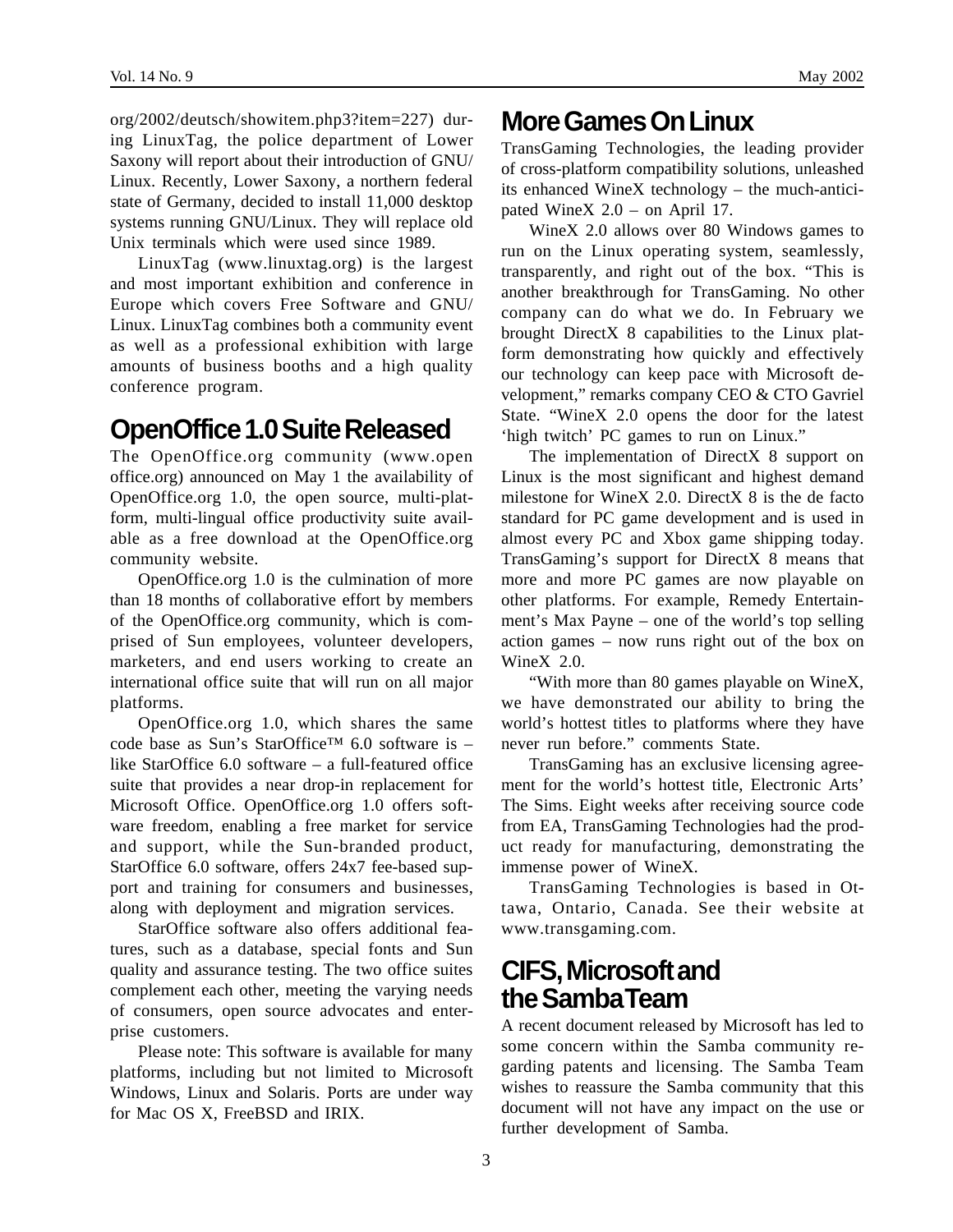org/2002/deutsch/showitem.php3?item=227) during LinuxTag, the police department of Lower Saxony will report about their introduction of GNU/Linux. Recently, Lower Saxony, a northern federal state of Germany, decided to install 11,000 desktop systems running GNU/Linux. They will replace old Unix terminals which were used since 1989.

LinuxTag (www.linuxtag.org) is the largest and most important exhibition and conference in Europe which covers Free Software and GNU/Linux. LinuxTag combines both a community event as well as a professional exhibition with large amounts of business booths and a high quality conference program.

## OpenOffice 1.0 Suite Released

The OpenOffice.org community (www.openoffice.org) announced on May 1 the availability of OpenOffice.org 1.0, the open source, multi-platform, multi-lingual office productivity suite available as a free download at the OpenOffice.org community website.

OpenOffice.org 1.0 is the culmination of more than 18 months of collaborative effort by members of the OpenOffice.org community, which is comprised of Sun employees, volunteer developers, marketers, and end users working to create an international office suite that will run on all major platforms.

OpenOffice.org 1.0, which shares the same code base as Sun's StarOffice™ 6.0 software is – like StarOffice 6.0 software – a full-featured office suite that provides a near drop-in replacement for Microsoft Office. OpenOffice.org 1.0 offers software freedom, enabling a free market for service and support, while the Sun-branded product, StarOffice 6.0 software, offers 24x7 fee-based support and training for consumers and businesses, along with deployment and migration services.

StarOffice software also offers additional features, such as a database, special fonts and Sun quality and assurance testing. The two office suites complement each other, meeting the varying needs of consumers, open source advocates and enterprise customers.

Please note: This software is available for many platforms, including but not limited to Microsoft Windows, Linux and Solaris. Ports are under way for Mac OS X, FreeBSD and IRIX.

## More Games On Linux

TransGaming Technologies, the leading provider of cross-platform compatibility solutions, unleashed its enhanced WineX technology – the much-anticipated WineX 2.0 – on April 17.

WineX 2.0 allows over 80 Windows games to run on the Linux operating system, seamlessly, transparently, and right out of the box. "This is another breakthrough for TransGaming. No other company can do what we do. In February we brought DirectX 8 capabilities to the Linux platform demonstrating how quickly and effectively our technology can keep pace with Microsoft development," remarks company CEO & CTO Gavriel State. "WineX 2.0 opens the door for the latest 'high twitch' PC games to run on Linux."

The implementation of DirectX 8 support on Linux is the most significant and highest demand milestone for WineX 2.0. DirectX 8 is the de facto standard for PC game development and is used in almost every PC and Xbox game shipping today. TransGaming's support for DirectX 8 means that more and more PC games are now playable on other platforms. For example, Remedy Entertainment's Max Payne – one of the world's top selling action games – now runs right out of the box on WineX 2.0.

"With more than 80 games playable on WineX, we have demonstrated our ability to bring the world's hottest titles to platforms where they have never run before." comments State.

TransGaming has an exclusive licensing agreement for the world's hottest title, Electronic Arts' The Sims. Eight weeks after receiving source code from EA, TransGaming Technologies had the product ready for manufacturing, demonstrating the immense power of WineX.

TransGaming Technologies is based in Ottawa, Ontario, Canada. See their website at www.transgaming.com.

## CIFS, Microsoft and the Samba Team

A recent document released by Microsoft has led to some concern within the Samba community regarding patents and licensing. The Samba Team wishes to reassure the Samba community that this document will not have any impact on the use or further development of Samba.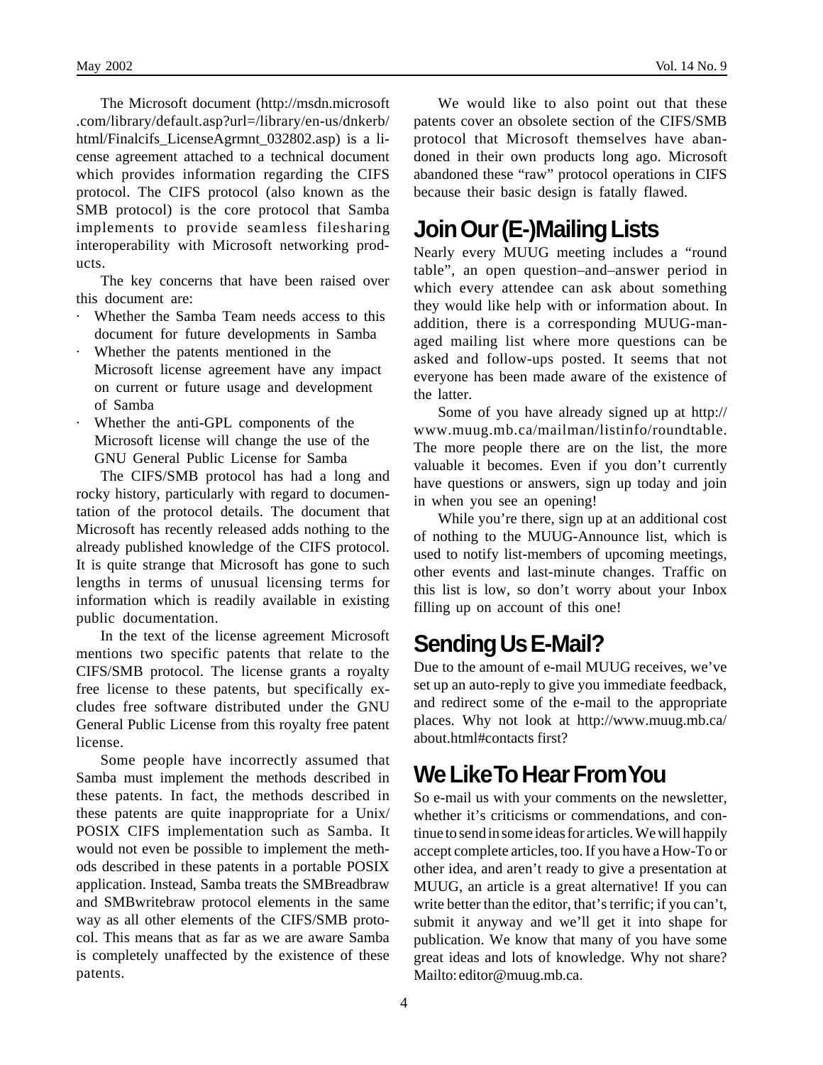The Microsoft document (http://msdn.microsoft.com/library/default.asp?url=/library/en-us/dnkerb/html/Finalcifs_LicenseAgrmnt_032802.asp) is a license agreement attached to a technical document which provides information regarding the CIFS protocol. The CIFS protocol (also known as the SMB protocol) is the core protocol that Samba implements to provide seamless filesharing interoperability with Microsoft networking products.

The key concerns that have been raised over this document are:

- Whether the Samba Team needs access to this document for future developments in Samba
- Whether the patents mentioned in the Microsoft license agreement have any impact on current or future usage and development of Samba
- Whether the anti-GPL components of the Microsoft license will change the use of the GNU General Public License for Samba

The CIFS/SMB protocol has had a long and rocky history, particularly with regard to documentation of the protocol details. The document that Microsoft has recently released adds nothing to the already published knowledge of the CIFS protocol. It is quite strange that Microsoft has gone to such lengths in terms of unusual licensing terms for information which is readily available in existing public documentation.

In the text of the license agreement Microsoft mentions two specific patents that relate to the CIFS/SMB protocol. The license grants a royalty free license to these patents, but specifically excludes free software distributed under the GNU General Public License from this royalty free patent license.

Some people have incorrectly assumed that Samba must implement the methods described in these patents. In fact, the methods described in these patents are quite inappropriate for a Unix/POSIX CIFS implementation such as Samba. It would not even be possible to implement the methods described in these patents in a portable POSIX application. Instead, Samba treats the SMBreadbraw and SMBwritebraw protocol elements in the same way as all other elements of the CIFS/SMB protocol. This means that as far as we are aware Samba is completely unaffected by the existence of these patents.

We would like to also point out that these patents cover an obsolete section of the CIFS/SMB protocol that Microsoft themselves have abandoned in their own products long ago. Microsoft abandoned these "raw" protocol operations in CIFS because their basic design is fatally flawed.

## Join Our (E-)Mailing Lists

Nearly every MUUG meeting includes a "round table", an open question–and–answer period in which every attendee can ask about something they would like help with or information about. In addition, there is a corresponding MUUG-managed mailing list where more questions can be asked and follow-ups posted. It seems that not everyone has been made aware of the existence of the latter.

Some of you have already signed up at http://www.muug.mb.ca/mailman/listinfo/roundtable. The more people there are on the list, the more valuable it becomes. Even if you don't currently have questions or answers, sign up today and join in when you see an opening!

While you're there, sign up at an additional cost of nothing to the MUUG-Announce list, which is used to notify list-members of upcoming meetings, other events and last-minute changes. Traffic on this list is low, so don't worry about your Inbox filling up on account of this one!

## Sending Us E-Mail?

Due to the amount of e-mail MUUG receives, we've set up an auto-reply to give you immediate feedback, and redirect some of the e-mail to the appropriate places. Why not look at http://www.muug.mb.ca/about.html#contacts first?

## We Like To Hear From You

So e-mail us with your comments on the newsletter, whether it's criticisms or commendations, and continue to send in some ideas for articles. We will happily accept complete articles, too. If you have a How-To or other idea, and aren't ready to give a presentation at MUUG, an article is a great alternative! If you can write better than the editor, that's terrific; if you can't, submit it anyway and we'll get it into shape for publication. We know that many of you have some great ideas and lots of knowledge. Why not share? Mailto: editor@muug.mb.ca.